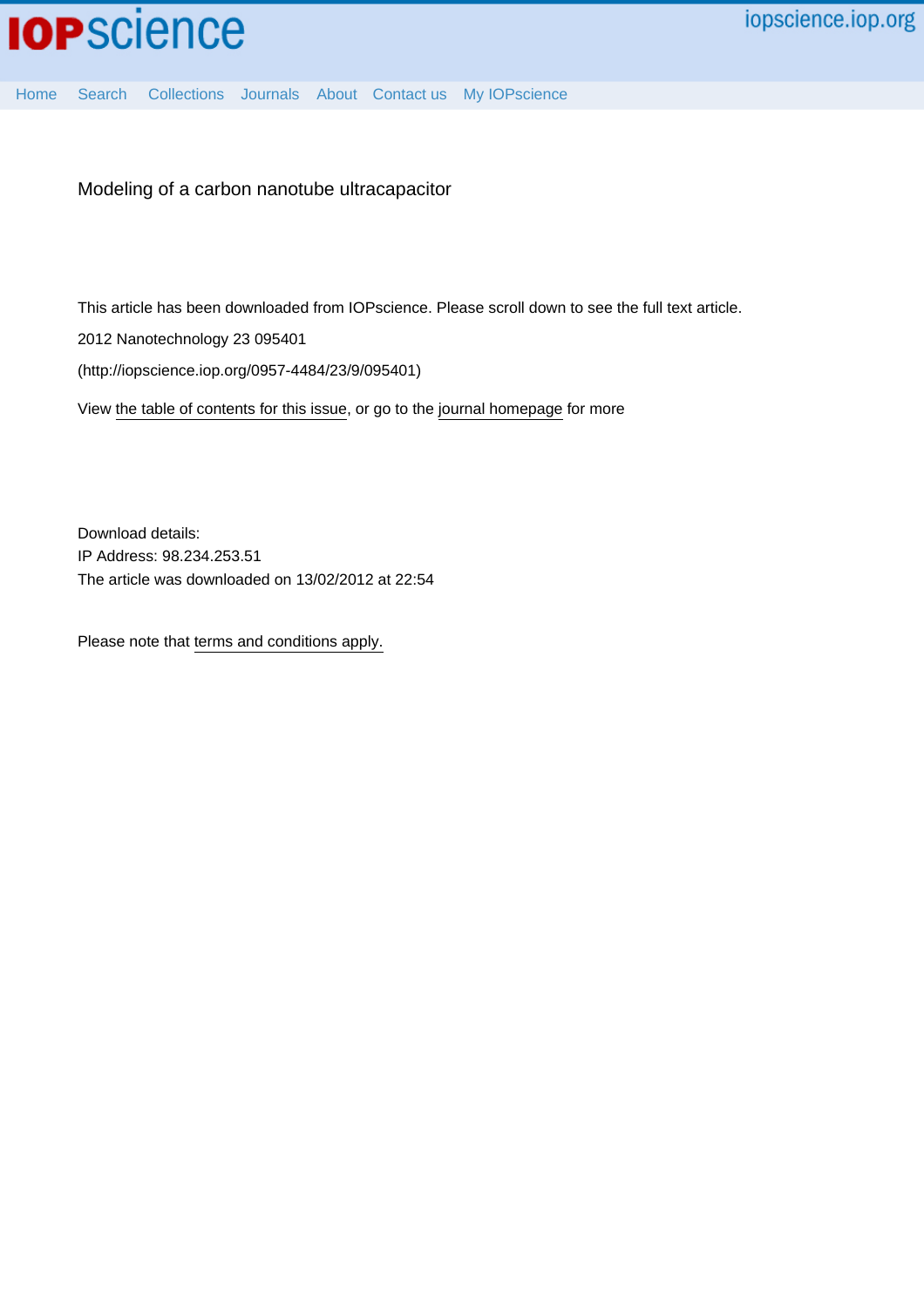iopscience.iop.org

Home Search Collections Journals About Contact us My IOPscience

# Modeling of a carbon nanotube ultracapacitor

This article has been downloaded from IOPscience. Please scroll down to see the full text article.

2012 Nanotechnology 23 095401

(http://iopscience.iop.org/0957-4484/23/9/095401)

View the table of contents for this issue, or go to the journal homepage for more

Download details:
IP Address: 98.234.253.51
The article was downloaded on 13/02/2012 at 22:54

Please note that terms and conditions apply.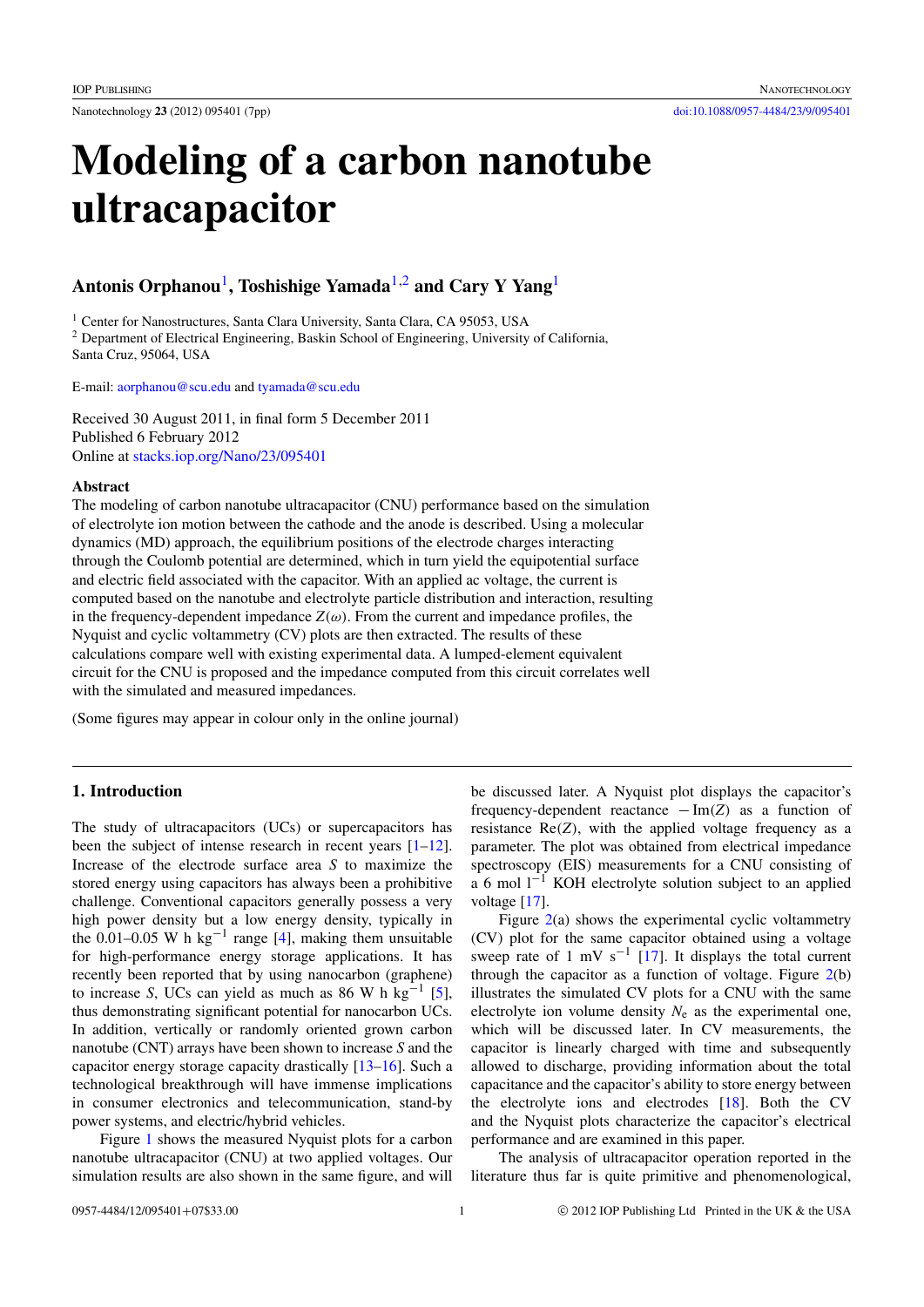# Modeling of a carbon nanotube ultracapacitor

## Antonis Orphanou[1], Toshishige Yamada[1,2] and Cary Y Yang[1]

[1] Center for Nanostructures, Santa Clara University, Santa Clara, CA 95053, USA
[2] Department of Electrical Engineering, Baskin School of Engineering, University of California, Santa Cruz, 95064, USA

E-mail: aorphanou@scu.edu and tyamada@scu.edu

Received 30 August 2011, in final form 5 December 2011
Published 6 February 2012
Online at stacks.iop.org/Nano/23/095401

### Abstract

The modeling of carbon nanotube ultracapacitor (CNU) performance based on the simulation of electrolyte ion motion between the cathode and the anode is described. Using a molecular dynamics (MD) approach, the equilibrium positions of the electrode charges interacting through the Coulomb potential are determined, which in turn yield the equipotential surface and electric field associated with the capacitor. With an applied ac voltage, the current is computed based on the nanotube and electrolyte particle distribution and interaction, resulting in the frequency-dependent impedance $Z(\omega)$. From the current and impedance profiles, the Nyquist and cyclic voltammetry (CV) plots are then extracted. The results of these calculations compare well with existing experimental data. A lumped-element equivalent circuit for the CNU is proposed and the impedance computed from this circuit correlates well with the simulated and measured impedances.

(Some figures may appear in colour only in the online journal)

## 1. Introduction

The study of ultracapacitors (UCs) or supercapacitors has been the subject of intense research in recent years [1–12]. Increase of the electrode surface area $S$ to maximize the stored energy using capacitors has always been a prohibitive challenge. Conventional capacitors generally possess a very high power density but a low energy density, typically in the 0.01–0.05 W h $kg^{-1}$ range [4], making them unsuitable for high-performance energy storage applications. It has recently been reported that by using nanocarbon (graphene) to increase $S$, UCs can yield as much as 86 W h $kg^{-1}$ [5], thus demonstrating significant potential for nanocarbon UCs. In addition, vertically or randomly oriented grown carbon nanotube (CNT) arrays have been shown to increase $S$ and the capacitor energy storage capacity drastically [13–16]. Such a technological breakthrough will have immense implications in consumer electronics and telecommunication, stand-by power systems, and electric/hybrid vehicles.

Figure 1 shows the measured Nyquist plots for a carbon nanotube ultracapacitor (CNU) at two applied voltages. Our simulation results are also shown in the same figure, and will be discussed later. A Nyquist plot displays the capacitor's frequency-dependent reactance $-\mathrm{Im}(Z)$ as a function of resistance $\mathrm{Re}(Z)$, with the applied voltage frequency as a parameter. The plot was obtained from electrical impedance spectroscopy (EIS) measurements for a CNU consisting of a 6 mol $l^{-1}$ KOH electrolyte solution subject to an applied voltage [17].

Figure 2(a) shows the experimental cyclic voltammetry (CV) plot for the same capacitor obtained using a voltage sweep rate of 1 mV $s^{-1}$ [17]. It displays the total current through the capacitor as a function of voltage. Figure 2(b) illustrates the simulated CV plots for a CNU with the same electrolyte ion volume density $N_e$ as the experimental one, which will be discussed later. In CV measurements, the capacitor is linearly charged with time and subsequently allowed to discharge, providing information about the total capacitance and the capacitor's ability to store energy between the electrolyte ions and electrodes [18]. Both the CV and the Nyquist plots characterize the capacitor's electrical performance and are examined in this paper.

The analysis of ultracapacitor operation reported in the literature thus far is quite primitive and phenomenological,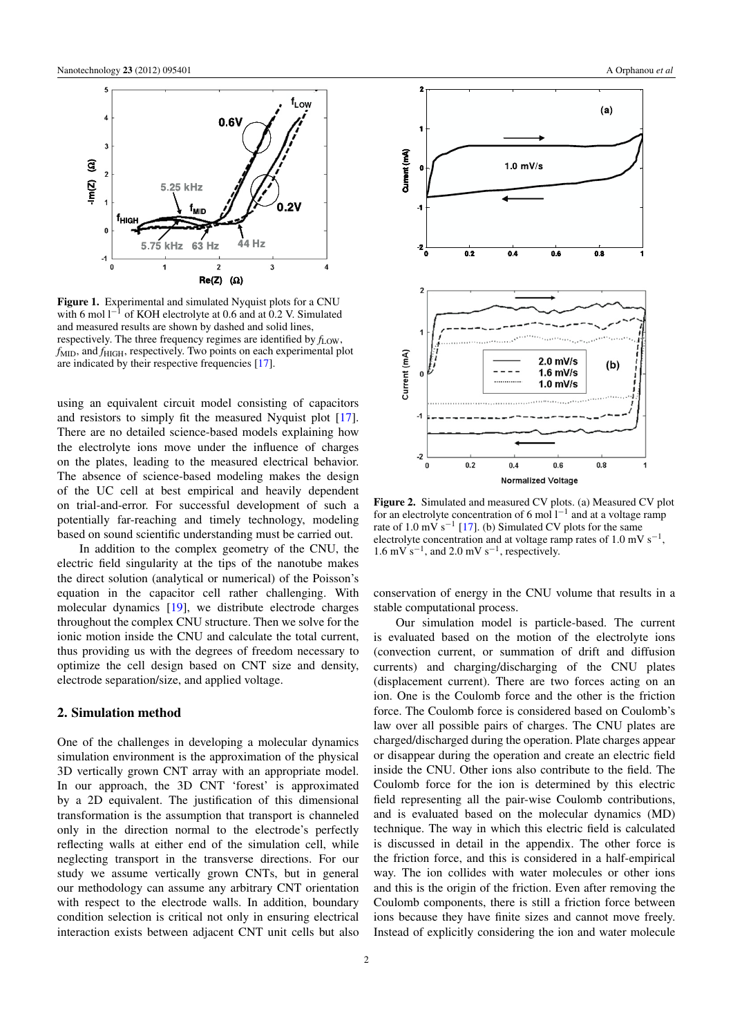**Figure 1.** Experimental and simulated Nyquist plots for a CNU with 6 mol $l^{-1}$ of KOH electrolyte at 0.6 and at 0.2 V. Simulated and measured results are shown by dashed and solid lines, respectively. The three frequency regimes are identified by $f_{LOW}$, $f_{MID}$, and $f_{HIGH}$, respectively. Two points on each experimental plot are indicated by their respective frequencies [17].

using an equivalent circuit model consisting of capacitors and resistors to simply fit the measured Nyquist plot [17]. There are no detailed science-based models explaining how the electrolyte ions move under the influence of charges on the plates, leading to the measured electrical behavior. The absence of science-based modeling makes the design of the UC cell at best empirical and heavily dependent on trial-and-error. For successful development of such a potentially far-reaching and timely technology, modeling based on sound scientific understanding must be carried out.

In addition to the complex geometry of the CNU, the electric field singularity at the tips of the nanotube makes the direct solution (analytical or numerical) of the Poisson's equation in the capacitor cell rather challenging. With molecular dynamics [19], we distribute electrode charges throughout the complex CNU structure. Then we solve for the ionic motion inside the CNU and calculate the total current, thus providing us with the degrees of freedom necessary to optimize the cell design based on CNT size and density, electrode separation/size, and applied voltage.

## 2. Simulation method

One of the challenges in developing a molecular dynamics simulation environment is the approximation of the physical 3D vertically grown CNT array with an appropriate model. In our approach, the 3D CNT 'forest' is approximated by a 2D equivalent. The justification of this dimensional transformation is the assumption that transport is channeled only in the direction normal to the electrode's perfectly reflecting walls at either end of the simulation cell, while neglecting transport in the transverse directions. For our study we assume vertically grown CNTs, but in general our methodology can assume any arbitrary CNT orientation with respect to the electrode walls. In addition, boundary condition selection is critical not only in ensuring electrical interaction exists between adjacent CNT unit cells but also

**Figure 2.** Simulated and measured CV plots. (a) Measured CV plot for an electrolyte concentration of 6 mol $l^{-1}$ and at a voltage ramp rate of 1.0 mV $s^{-1}$ [17]. (b) Simulated CV plots for the same electrolyte concentration and at voltage ramp rates of 1.0 mV $s^{-1}$, 1.6 mV $s^{-1}$, and 2.0 mV $s^{-1}$, respectively.

conservation of energy in the CNU volume that results in a stable computational process.

Our simulation model is particle-based. The current is evaluated based on the motion of the electrolyte ions (convection current, or summation of drift and diffusion currents) and charging/discharging of the CNU plates (displacement current). There are two forces acting on an ion. One is the Coulomb force and the other is the friction force. The Coulomb force is considered based on Coulomb's law over all possible pairs of charges. The CNU plates are charged/discharged during the operation. Plate charges appear or disappear during the operation and create an electric field inside the CNU. Other ions also contribute to the field. The Coulomb force for the ion is determined by this electric field representing all the pair-wise Coulomb contributions, and is evaluated based on the molecular dynamics (MD) technique. The way in which this electric field is calculated is discussed in detail in the appendix. The other force is the friction force, and this is considered in a half-empirical way. The ion collides with water molecules or other ions and this is the origin of the friction. Even after removing the Coulomb components, there is still a friction force between ions because they have finite sizes and cannot move freely. Instead of explicitly considering the ion and water molecule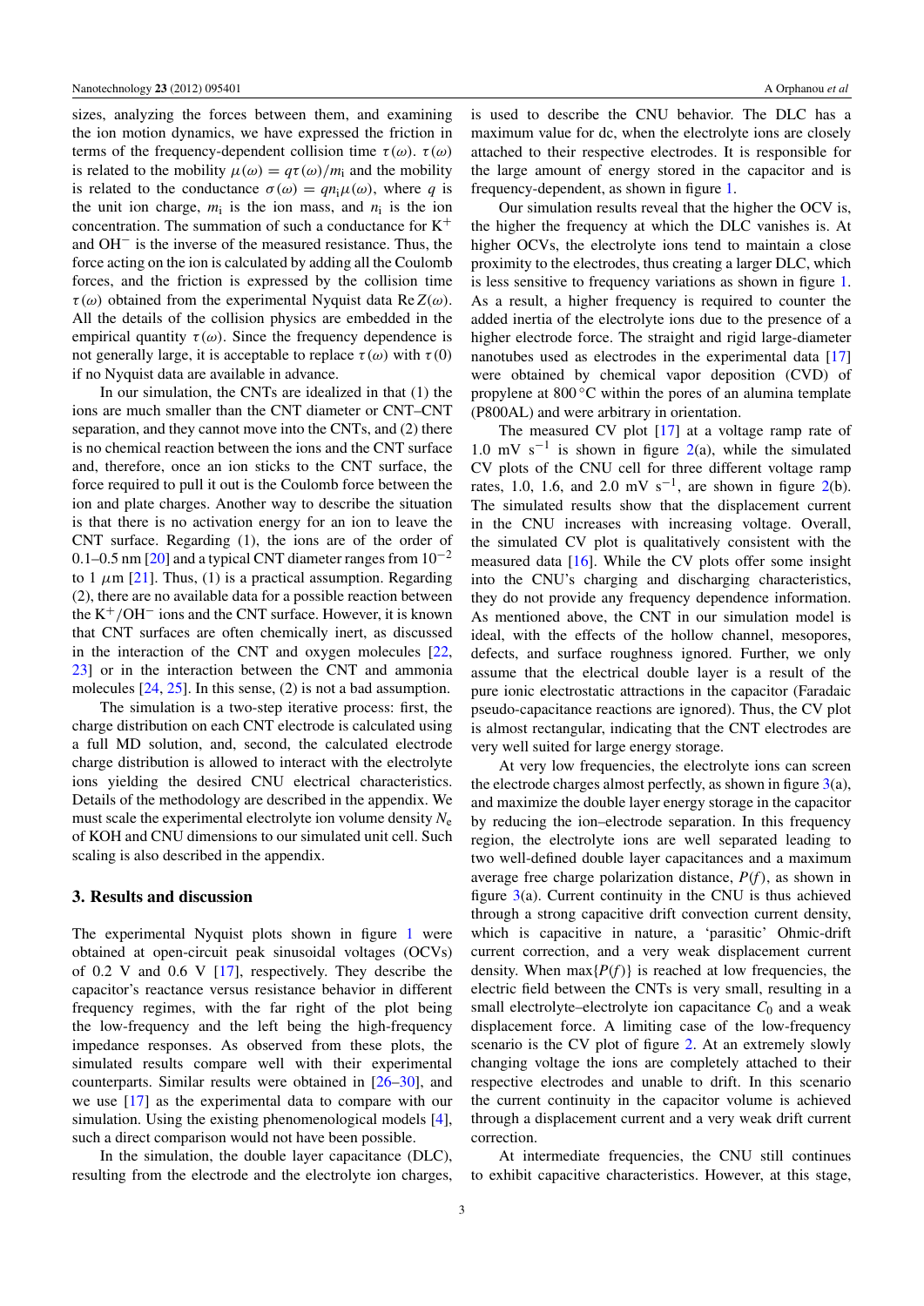sizes, analyzing the forces between them, and examining the ion motion dynamics, we have expressed the friction in terms of the frequency-dependent collision time $\tau(\omega)$. $\tau(\omega)$ is related to the mobility $\mu(\omega) = q\tau(\omega)/m_i$ and the mobility is related to the conductance $\sigma(\omega) = qn_i\mu(\omega)$, where $q$ is the unit ion charge, $m_i$ is the ion mass, and $n_i$ is the ion concentration. The summation of such a conductance for $K^+$ and $OH^-$ is the inverse of the measured resistance. Thus, the force acting on the ion is calculated by adding all the Coulomb forces, and the friction is expressed by the collision time $\tau(\omega)$ obtained from the experimental Nyquist data $\mathrm{Re}\,Z(\omega)$. All the details of the collision physics are embedded in the empirical quantity $\tau(\omega)$. Since the frequency dependence is not generally large, it is acceptable to replace $\tau(\omega)$ with $\tau(0)$ if no Nyquist data are available in advance.

In our simulation, the CNTs are idealized in that (1) the ions are much smaller than the CNT diameter or CNT–CNT separation, and they cannot move into the CNTs, and (2) there is no chemical reaction between the ions and the CNT surface and, therefore, once an ion sticks to the CNT surface, the force required to pull it out is the Coulomb force between the ion and plate charges. Another way to describe the situation is that there is no activation energy for an ion to leave the CNT surface. Regarding (1), the ions are of the order of 0.1–0.5 nm [20] and a typical CNT diameter ranges from $10^{-2}$ to 1 $\mu$m [21]. Thus, (1) is a practical assumption. Regarding (2), there are no available data for a possible reaction between the $K^+/OH^-$ ions and the CNT surface. However, it is known that CNT surfaces are often chemically inert, as discussed in the interaction of the CNT and oxygen molecules [22, 23] or in the interaction between the CNT and ammonia molecules [24, 25]. In this sense, (2) is not a bad assumption.

The simulation is a two-step iterative process: first, the charge distribution on each CNT electrode is calculated using a full MD solution, and, second, the calculated electrode charge distribution is allowed to interact with the electrolyte ions yielding the desired CNU electrical characteristics. Details of the methodology are described in the appendix. We must scale the experimental electrolyte ion volume density $N_e$ of KOH and CNU dimensions to our simulated unit cell. Such scaling is also described in the appendix.

## 3. Results and discussion

The experimental Nyquist plots shown in figure 1 were obtained at open-circuit peak sinusoidal voltages (OCVs) of 0.2 V and 0.6 V [17], respectively. They describe the capacitor's reactance versus resistance behavior in different frequency regimes, with the far right of the plot being the low-frequency and the left being the high-frequency impedance responses. As observed from these plots, the simulated results compare well with their experimental counterparts. Similar results were obtained in [26–30], and we use [17] as the experimental data to compare with our simulation. Using the existing phenomenological models [4], such a direct comparison would not have been possible.

In the simulation, the double layer capacitance (DLC), resulting from the electrode and the electrolyte ion charges, is used to describe the CNU behavior. The DLC has a maximum value for dc, when the electrolyte ions are closely attached to their respective electrodes. It is responsible for the large amount of energy stored in the capacitor and is frequency-dependent, as shown in figure 1.

Our simulation results reveal that the higher the OCV is, the higher the frequency at which the DLC vanishes is. At higher OCVs, the electrolyte ions tend to maintain a close proximity to the electrodes, thus creating a larger DLC, which is less sensitive to frequency variations as shown in figure 1. As a result, a higher frequency is required to counter the added inertia of the electrolyte ions due to the presence of a higher electrode force. The straight and rigid large-diameter nanotubes used as electrodes in the experimental data [17] were obtained by chemical vapor deposition (CVD) of propylene at 800 °C within the pores of an alumina template (P800AL) and were arbitrary in orientation.

The measured CV plot [17] at a voltage ramp rate of 1.0 mV s$^{-1}$ is shown in figure 2(a), while the simulated CV plots of the CNU cell for three different voltage ramp rates, 1.0, 1.6, and 2.0 mV s$^{-1}$, are shown in figure 2(b). The simulated results show that the displacement current in the CNU increases with increasing voltage. Overall, the simulated CV plot is qualitatively consistent with the measured data [16]. While the CV plots offer some insight into the CNU's charging and discharging characteristics, they do not provide any frequency dependence information. As mentioned above, the CNT in our simulation model is ideal, with the effects of the hollow channel, mesopores, defects, and surface roughness ignored. Further, we only assume that the electrical double layer is a result of the pure ionic electrostatic attractions in the capacitor (Faradaic pseudo-capacitance reactions are ignored). Thus, the CV plot is almost rectangular, indicating that the CNT electrodes are very well suited for large energy storage.

At very low frequencies, the electrolyte ions can screen the electrode charges almost perfectly, as shown in figure 3(a), and maximize the double layer energy storage in the capacitor by reducing the ion–electrode separation. In this frequency region, the electrolyte ions are well separated leading to two well-defined double layer capacitances and a maximum average free charge polarization distance, $P(f)$, as shown in figure 3(a). Current continuity in the CNU is thus achieved through a strong capacitive drift convection current density, which is capacitive in nature, a 'parasitic' Ohmic-drift current correction, and a very weak displacement current density. When $\max\{P(f)\}$ is reached at low frequencies, the electric field between the CNTs is very small, resulting in a small electrolyte–electrolyte ion capacitance $C_0$ and a weak displacement force. A limiting case of the low-frequency scenario is the CV plot of figure 2. At an extremely slowly changing voltage the ions are completely attached to their respective electrodes and unable to drift. In this scenario the current continuity in the capacitor volume is achieved through a displacement current and a very weak drift current correction.

At intermediate frequencies, the CNU still continues to exhibit capacitive characteristics. However, at this stage,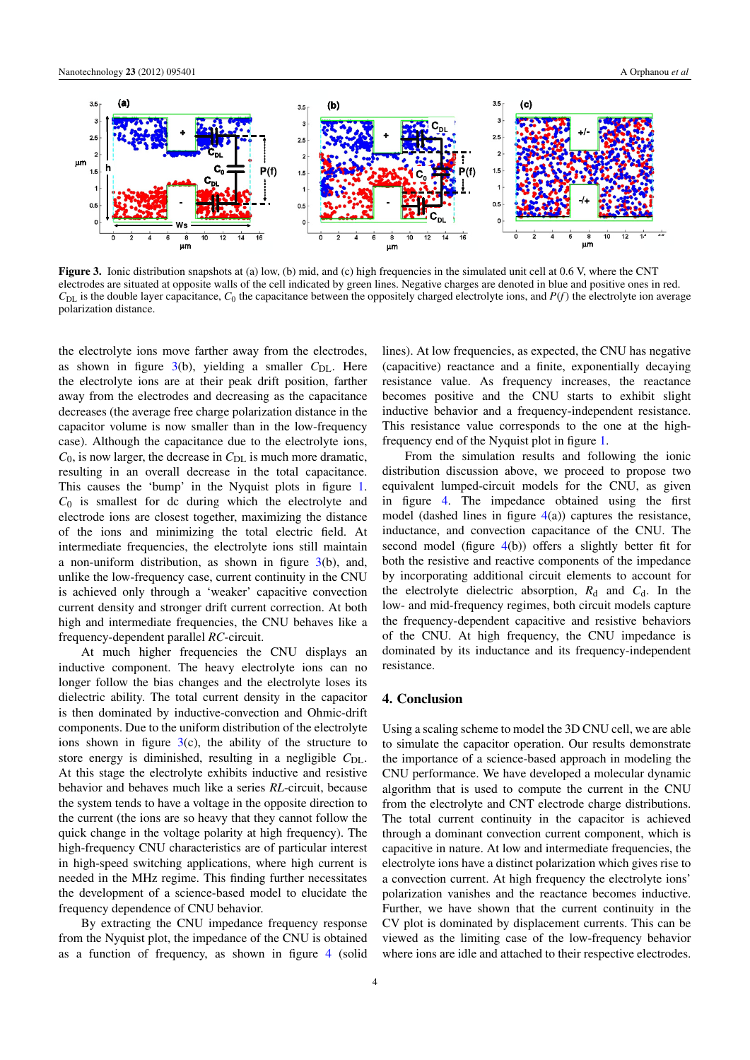(a)

3.5
3
2.5
2
μm
1.5
1
0.5
0

h

+

-

$C_{DL}$

$C_0$

$C_{DL}$

P(f)

Ws

0 2 4 6 8 10 12 14 16
μm

(b)

3.5
3
2.5
2
1.5
1
0.5
0

+

-

$C_{DL}$

$C_0$

$C_{DL}$

P(f)

0 2 4 6 8 10 12 14 16
μm

(c)

3.5
3
2.5
2
1.5
1
0.5
0

+/-

-/+

0 2 4 6 8 10 12 14 16
μm

**Figure 3.** Ionic distribution snapshots at (a) low, (b) mid, and (c) high frequencies in the simulated unit cell at 0.6 V, where the CNT electrodes are situated at opposite walls of the cell indicated by green lines. Negative charges are denoted in blue and positive ones in red. $C_{DL}$ is the double layer capacitance, $C_0$ the capacitance between the oppositely charged electrolyte ions, and $P(f)$ the electrolyte ion average polarization distance.

the electrolyte ions move farther away from the electrodes, as shown in figure 3(b), yielding a smaller $C_{DL}$. Here the electrolyte ions are at their peak drift position, farther away from the electrodes and decreasing as the capacitance decreases (the average free charge polarization distance in the capacitor volume is now smaller than in the low-frequency case). Although the capacitance due to the electrolyte ions, $C_0$, is now larger, the decrease in $C_{DL}$ is much more dramatic, resulting in an overall decrease in the total capacitance. This causes the 'bump' in the Nyquist plots in figure 1. $C_0$ is smallest for dc during which the electrolyte and electrode ions are closest together, maximizing the distance of the ions and minimizing the total electric field. At intermediate frequencies, the electrolyte ions still maintain a non-uniform distribution, as shown in figure 3(b), and, unlike the low-frequency case, current continuity in the CNU is achieved only through a 'weaker' capacitive convection current density and stronger drift current correction. At both high and intermediate frequencies, the CNU behaves like a frequency-dependent parallel *RC*-circuit.

At much higher frequencies the CNU displays an inductive component. The heavy electrolyte ions can no longer follow the bias changes and the electrolyte loses its dielectric ability. The total current density in the capacitor is then dominated by inductive-convection and Ohmic-drift components. Due to the uniform distribution of the electrolyte ions shown in figure 3(c), the ability of the structure to store energy is diminished, resulting in a negligible $C_{DL}$. At this stage the electrolyte exhibits inductive and resistive behavior and behaves much like a series *RL*-circuit, because the system tends to have a voltage in the opposite direction to the current (the ions are so heavy that they cannot follow the quick change in the voltage polarity at high frequency). The high-frequency CNU characteristics are of particular interest in high-speed switching applications, where high current is needed in the MHz regime. This finding further necessitates the development of a science-based model to elucidate the frequency dependence of CNU behavior.

By extracting the CNU impedance frequency response from the Nyquist plot, the impedance of the CNU is obtained as a function of frequency, as shown in figure 4 (solid lines). At low frequencies, as expected, the CNU has negative (capacitive) reactance and a finite, exponentially decaying resistance value. As frequency increases, the reactance becomes positive and the CNU starts to exhibit slight inductive behavior and a frequency-independent resistance. This resistance value corresponds to the one at the high-frequency end of the Nyquist plot in figure 1.

From the simulation results and following the ionic distribution discussion above, we proceed to propose two equivalent lumped-circuit models for the CNU, as given in figure 4. The impedance obtained using the first model (dashed lines in figure 4(a)) captures the resistance, inductance, and convection capacitance of the CNU. The second model (figure 4(b)) offers a slightly better fit for both the resistive and reactive components of the impedance by incorporating additional circuit elements to account for the electrolyte dielectric absorption, $R_d$ and $C_d$. In the low- and mid-frequency regimes, both circuit models capture the frequency-dependent capacitive and resistive behaviors of the CNU. At high frequency, the CNU impedance is dominated by its inductance and its frequency-independent resistance.

## 4. Conclusion

Using a scaling scheme to model the 3D CNU cell, we are able to simulate the capacitor operation. Our results demonstrate the importance of a science-based approach in modeling the CNU performance. We have developed a molecular dynamic algorithm that is used to compute the current in the CNU from the electrolyte and CNT electrode charge distributions. The total current continuity in the capacitor is achieved through a dominant convection current component, which is capacitive in nature. At low and intermediate frequencies, the electrolyte ions have a distinct polarization which gives rise to a convection current. At high frequency the electrolyte ions' polarization vanishes and the reactance becomes inductive. Further, we have shown that the current continuity in the CV plot is dominated by displacement currents. This can be viewed as the limiting case of the low-frequency behavior where ions are idle and attached to their respective electrodes.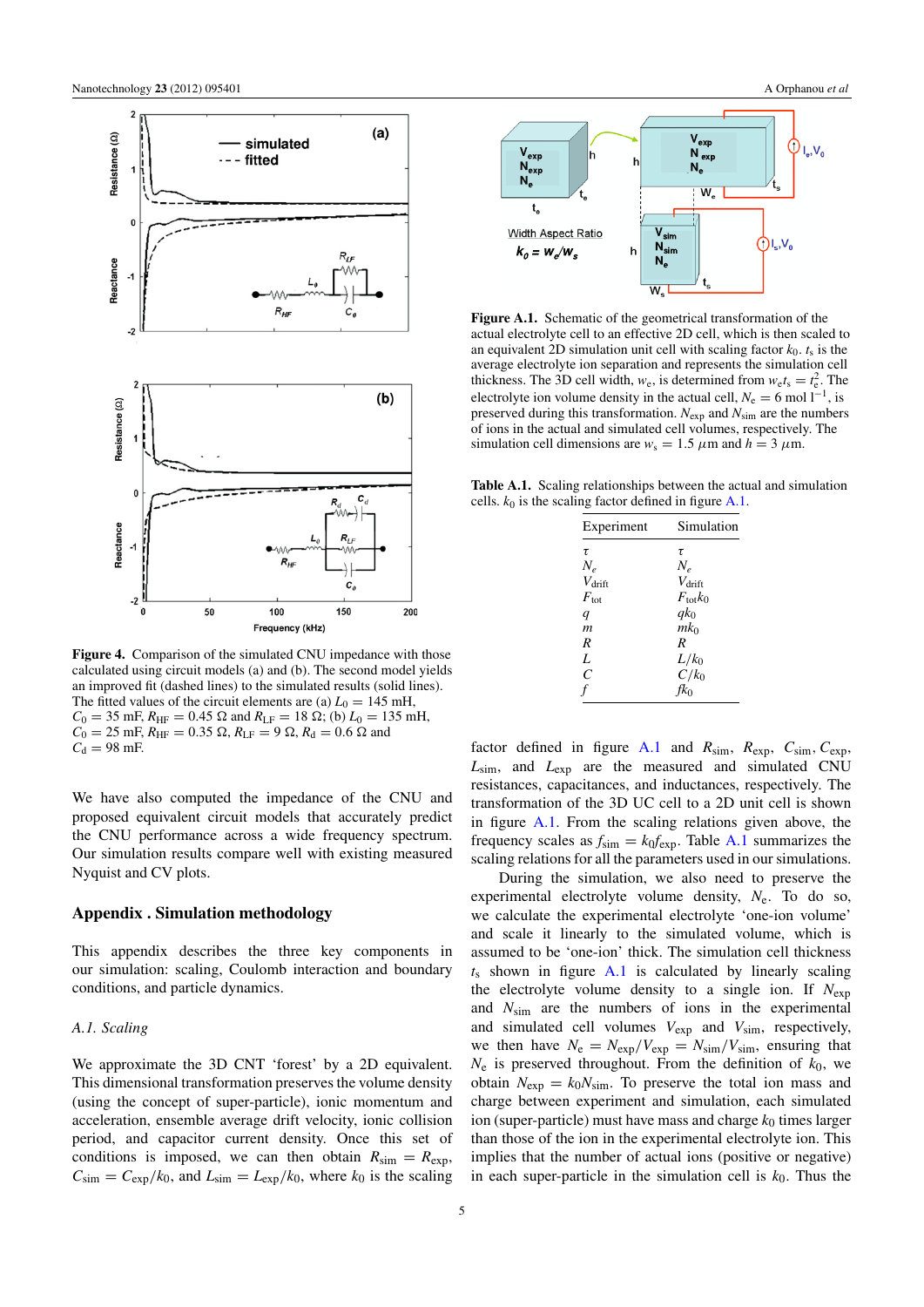**Figure 4.** Comparison of the simulated CNU impedance with those calculated using circuit models (a) and (b). The second model yields an improved fit (dashed lines) to the simulated results (solid lines). The fitted values of the circuit elements are (a) $L_0 = 145$ mH, $C_0 = 35$ mF, $R_{HF} = 0.45\ \Omega$ and $R_{LF} = 18\ \Omega$; (b) $L_0 = 135$ mH, $C_0 = 25$ mF, $R_{HF} = 0.35\ \Omega$, $R_{LF} = 9\ \Omega$, $R_d = 0.6\ \Omega$ and $C_d = 98$ mF.

We have also computed the impedance of the CNU and proposed equivalent circuit models that accurately predict the CNU performance across a wide frequency spectrum. Our simulation results compare well with existing measured Nyquist and CV plots.

## Appendix . Simulation methodology

This appendix describes the three key components in our simulation: scaling, Coulomb interaction and boundary conditions, and particle dynamics.

### *A.1. Scaling*

We approximate the 3D CNT 'forest' by a 2D equivalent. This dimensional transformation preserves the volume density (using the concept of super-particle), ionic momentum and acceleration, ensemble average drift velocity, ionic collision period, and capacitor current density. Once this set of conditions is imposed, we can then obtain $R_{sim} = R_{exp}$, $C_{sim} = C_{exp}/k_0$, and $L_{sim} = L_{exp}/k_0$, where $k_0$ is the scaling factor defined in figure A.1 and $R_{sim}$, $R_{exp}$, $C_{sim}$, $C_{exp}$, $L_{sim}$, and $L_{exp}$ are the measured and simulated CNU resistances, capacitances, and inductances, respectively. The transformation of the 3D UC cell to a 2D unit cell is shown in figure A.1. From the scaling relations given above, the frequency scales as $f_{sim} = k_0 f_{exp}$. Table A.1 summarizes the scaling relations for all the parameters used in our simulations.

**Figure A.1.** Schematic of the geometrical transformation of the actual electrolyte cell to an effective 2D cell, which is then scaled to an equivalent 2D simulation unit cell with scaling factor $k_0$. $t_s$ is the average electrolyte ion separation and represents the simulation cell thickness. The 3D cell width, $w_e$, is determined from $w_e t_s = t_e^2$. The electrolyte ion volume density in the actual cell, $N_e = 6$ mol $l^{-1}$, is preserved during this transformation. $N_{exp}$ and $N_{sim}$ are the numbers of ions in the actual and simulated cell volumes, respectively. The simulation cell dimensions are $w_s = 1.5\ \mu$m and $h = 3\ \mu$m.

**Table A.1.** Scaling relationships between the actual and simulation cells. $k_0$ is the scaling factor defined in figure A.1.

| Experiment | Simulation |
|---|---|
| $\tau$ | $\tau$ |
| $N_e$ | $N_e$ |
| $V_{drift}$ | $V_{drift}$ |
| $F_{tot}$ | $F_{tot}k_0$ |
| $q$ | $qk_0$ |
| $m$ | $mk_0$ |
| $R$ | $R$ |
| $L$ | $L/k_0$ |
| $C$ | $C/k_0$ |
| $f$ | $fk_0$ |

During the simulation, we also need to preserve the experimental electrolyte volume density, $N_e$. To do so, we calculate the experimental electrolyte 'one-ion volume' and scale it linearly to the simulated volume, which is assumed to be 'one-ion' thick. The simulation cell thickness $t_s$ shown in figure A.1 is calculated by linearly scaling the electrolyte volume density to a single ion. If $N_{exp}$ and $N_{sim}$ are the numbers of ions in the experimental and simulated cell volumes $V_{exp}$ and $V_{sim}$, respectively, we then have $N_e = N_{exp}/V_{exp} = N_{sim}/V_{sim}$, ensuring that $N_e$ is preserved throughout. From the definition of $k_0$, we obtain $N_{exp} = k_0 N_{sim}$. To preserve the total ion mass and charge between experiment and simulation, each simulated ion (super-particle) must have mass and charge $k_0$ times larger than those of the ion in the experimental electrolyte ion. This implies that the number of actual ions (positive or negative) in each super-particle in the simulation cell is $k_0$. Thus the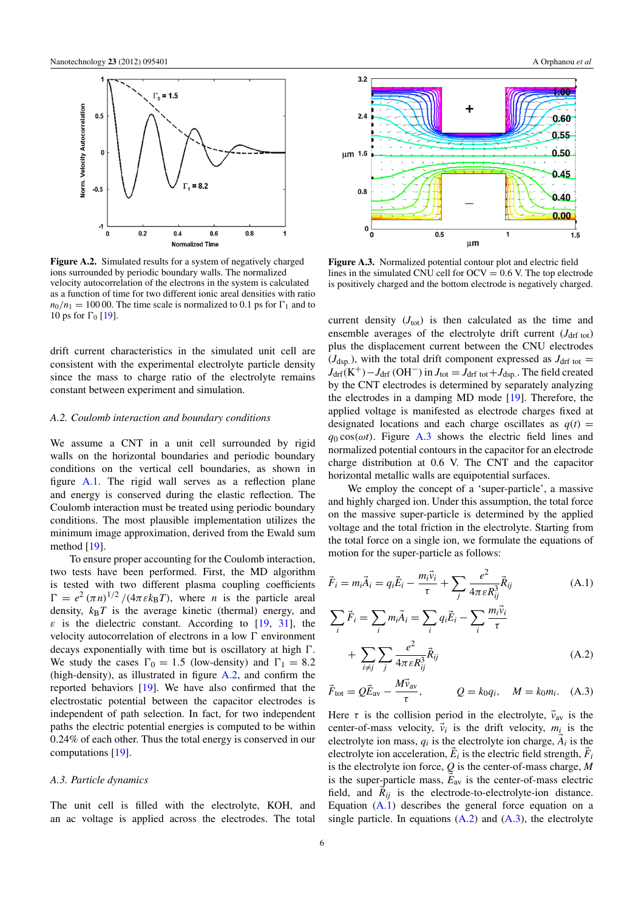**Figure A.2.** Simulated results for a system of negatively charged ions surrounded by periodic boundary walls. The normalized velocity autocorrelation of the electrons in the system is calculated as a function of time for two different ionic areal densities with ratio $n_0/n_1 = 100\,00$. The time scale is normalized to 0.1 ps for $\Gamma_1$ and to 10 ps for $\Gamma_0$ [19].

**Figure A.3.** Normalized potential contour plot and electric field lines in the simulated CNU cell for OCV = 0.6 V. The top electrode is positively charged and the bottom electrode is negatively charged.

drift current characteristics in the simulated unit cell are consistent with the experimental electrolyte particle density since the mass to charge ratio of the electrolyte remains constant between experiment and simulation.

### *A.2. Coulomb interaction and boundary conditions*

We assume a CNT in a unit cell surrounded by rigid walls on the horizontal boundaries and periodic boundary conditions on the vertical cell boundaries, as shown in figure A.1. The rigid wall serves as a reflection plane and energy is conserved during the elastic reflection. The Coulomb interaction must be treated using periodic boundary conditions. The most plausible implementation utilizes the minimum image approximation, derived from the Ewald sum method [19].

To ensure proper accounting for the Coulomb interaction, two tests have been performed. First, the MD algorithm is tested with two different plasma coupling coefficients $\Gamma = e^2(\pi n)^{1/2}/(4\pi\varepsilon k_B T)$, where $n$ is the particle areal density, $k_B T$ is the average kinetic (thermal) energy, and $\varepsilon$ is the dielectric constant. According to [19, 31], the velocity autocorrelation of electrons in a low $\Gamma$ environment decays exponentially with time but is oscillatory at high $\Gamma$. We study the cases $\Gamma_0 = 1.5$ (low-density) and $\Gamma_1 = 8.2$ (high-density), as illustrated in figure A.2, and confirm the reported behaviors [19]. We have also confirmed that the electrostatic potential between the capacitor electrodes is independent of path selection. In fact, for two independent paths the electric potential energies is computed to be within 0.24% of each other. Thus the total energy is conserved in our computations [19].

### *A.3. Particle dynamics*

The unit cell is filled with the electrolyte, KOH, and an ac voltage is applied across the electrodes. The total current density ($J_{\text{tot}}$) is then calculated as the time and ensemble averages of the electrolyte drift current ($J_{\text{drf tot}}$) plus the displacement current between the CNU electrodes ($J_{\text{dsp.}}$), with the total drift component expressed as $J_{\text{drf tot}} = J_{\text{drf}}(\text{K}^+) - J_{\text{drf}}(\text{OH}^-)$ in $J_{\text{tot}} = J_{\text{drf tot}} + J_{\text{dsp.}}$. The field created by the CNT electrodes is determined by separately analyzing the electrodes in a damping MD mode [19]. Therefore, the applied voltage is manifested as electrode charges fixed at designated locations and each charge oscillates as $q(t) = q_0\cos(\omega t)$. Figure A.3 shows the electric field lines and normalized potential contours in the capacitor for an electrode charge distribution at 0.6 V. The CNT and the capacitor horizontal metallic walls are equipotential surfaces.

We employ the concept of a 'super-particle', a massive and highly charged ion. Under this assumption, the total force on the massive super-particle is determined by the applied voltage and the total friction in the electrolyte. Starting from the total force on a single ion, we formulate the equations of motion for the super-particle as follows:

$$\vec{F}_i = m_i\vec{A}_i = q_i\vec{E}_i - \frac{m_i\vec{v}_i}{\tau} + \sum_j \frac{e^2}{4\pi\varepsilon R_{ij}^3}\vec{R}_{ij} \tag{A.1}$$

$$\sum_i \vec{F}_i = \sum_i m_i\vec{A}_i = \sum_i q_i\vec{E}_i - \sum_i \frac{m_i\vec{v}_i}{\tau} + \sum_{i\neq j}\sum_j \frac{e^2}{4\pi\varepsilon R_{ij}^3}\vec{R}_{ij} \tag{A.2}$$

$$\vec{F}_{\text{tot}} = Q\vec{E}_{\text{av}} - \frac{M\vec{v}_{\text{av}}}{\tau}, \qquad Q = k_0 q_i, \quad M = k_0 m_i. \tag{A.3}$$

Here $\tau$ is the collision period in the electrolyte, $\vec{v}_{\text{av}}$ is the center-of-mass velocity, $\vec{v}_i$ is the drift velocity, $m_i$ is the electrolyte ion mass, $q_i$ is the electrolyte ion charge, $\vec{A}_i$ is the electrolyte ion acceleration, $\vec{E}_i$ is the electric field strength, $\vec{F}_i$ is the electrolyte ion force, $Q$ is the center-of-mass charge, $M$ is the super-particle mass, $\vec{E}_{\text{av}}$ is the center-of-mass electric field, and $\vec{R}_{ij}$ is the electrode-to-electrolyte-ion distance. Equation (A.1) describes the general force equation on a single particle. In equations (A.2) and (A.3), the electrolyte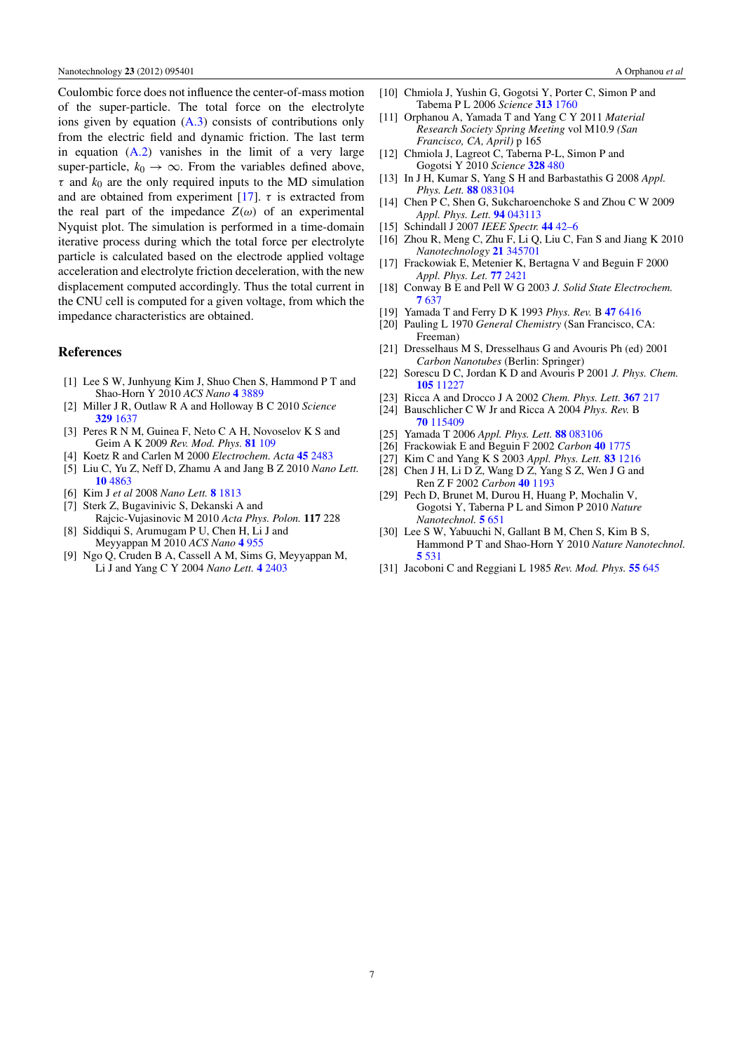Coulombic force does not influence the center-of-mass motion of the super-particle. The total force on the electrolyte ions given by equation (A.3) consists of contributions only from the electric field and dynamic friction. The last term in equation (A.2) vanishes in the limit of a very large super-particle, $k_0 \to \infty$. From the variables defined above, $\tau$ and $k_0$ are the only required inputs to the MD simulation and are obtained from experiment [17]. $\tau$ is extracted from the real part of the impedance $Z(\omega)$ of an experimental Nyquist plot. The simulation is performed in a time-domain iterative process during which the total force per electrolyte particle is calculated based on the electrode applied voltage acceleration and electrolyte friction deceleration, with the new displacement computed accordingly. Thus the total current in the CNU cell is computed for a given voltage, from which the impedance characteristics are obtained.

## References

[1] Lee S W, Junhyung Kim J, Shuo Chen S, Hammond P T and Shao-Horn Y 2010 *ACS Nano* **4** 3889

[2] Miller J R, Outlaw R A and Holloway B C 2010 *Science* **329** 1637

[3] Peres R N M, Guinea F, Neto C A H, Novoselov K S and Geim A K 2009 *Rev. Mod. Phys.* **81** 109

[4] Koetz R and Carlen M 2000 *Electrochem. Acta* **45** 2483

[5] Liu C, Yu Z, Neff D, Zhamu A and Jang B Z 2010 *Nano Lett.* **10** 4863

[6] Kim J *et al* 2008 *Nano Lett.* **8** 1813

[7] Sterk Z, Bugavinivic S, Dekanski A and Rajcic-Vujasinovic M 2010 *Acta Phys. Polon.* **117** 228

[8] Siddiqui S, Arumugam P U, Chen H, Li J and Meyyappan M 2010 *ACS Nano* **4** 955

[9] Ngo Q, Cruden B A, Cassell A M, Sims G, Meyyappan M, Li J and Yang C Y 2004 *Nano Lett.* **4** 2403

[10] Chmiola J, Yushin G, Gogotsi Y, Porter C, Simon P and Tabema P L 2006 *Science* **313** 1760

[11] Orphanou A, Yamada T and Yang C Y 2011 *Material Research Society Spring Meeting* vol M10.9 *(San Francisco, CA, April)* p 165

[12] Chmiola J, Lagreot C, Taberna P-L, Simon P and Gogotsi Y 2010 *Science* **328** 480

[13] In J H, Kumar S, Yang S H and Barbastathis G 2008 *Appl. Phys. Lett.* **88** 083104

[14] Chen P C, Shen G, Sukcharoenchoke S and Zhou C W 2009 *Appl. Phys. Lett.* **94** 043113

[15] Schindall J 2007 *IEEE Spectr.* **44** 42–6

[16] Zhou R, Meng C, Zhu F, Li Q, Liu C, Fan S and Jiang K 2010 *Nanotechnology* **21** 345701

[17] Frackowiak E, Metenier K, Bertagna V and Beguin F 2000 *Appl. Phys. Let.* **77** 2421

[18] Conway B E and Pell W G 2003 *J. Solid State Electrochem.* **7** 637

[19] Yamada T and Ferry D K 1993 *Phys. Rev.* B **47** 6416

[20] Pauling L 1970 *General Chemistry* (San Francisco, CA: Freeman)

[21] Dresselhaus M S, Dresselhaus G and Avouris Ph (ed) 2001 *Carbon Nanotubes* (Berlin: Springer)

[22] Sorescu D C, Jordan K D and Avouris P 2001 *J. Phys. Chem.* **105** 11227

[23] Ricca A and Drocco J A 2002 *Chem. Phys. Lett.* **367** 217

[24] Bauschlicher C W Jr and Ricca A 2004 *Phys. Rev.* B **70** 115409

[25] Yamada T 2006 *Appl. Phys. Lett.* **88** 083106

[26] Frackowiak E and Beguin F 2002 *Carbon* **40** 1775

[27] Kim C and Yang K S 2003 *Appl. Phys. Lett.* **83** 1216

[28] Chen J H, Li D Z, Wang D Z, Yang S Z, Wen J G and Ren Z F 2002 *Carbon* **40** 1193

[29] Pech D, Brunet M, Durou H, Huang P, Mochalin V, Gogotsi Y, Taberna P L and Simon P 2010 *Nature Nanotechnol.* **5** 651

[30] Lee S W, Yabuuchi N, Gallant B M, Chen S, Kim B S, Hammond P T and Shao-Horn Y 2010 *Nature Nanotechnol.* **5** 531

[31] Jacoboni C and Reggiani L 1985 *Rev. Mod. Phys.* **55** 645